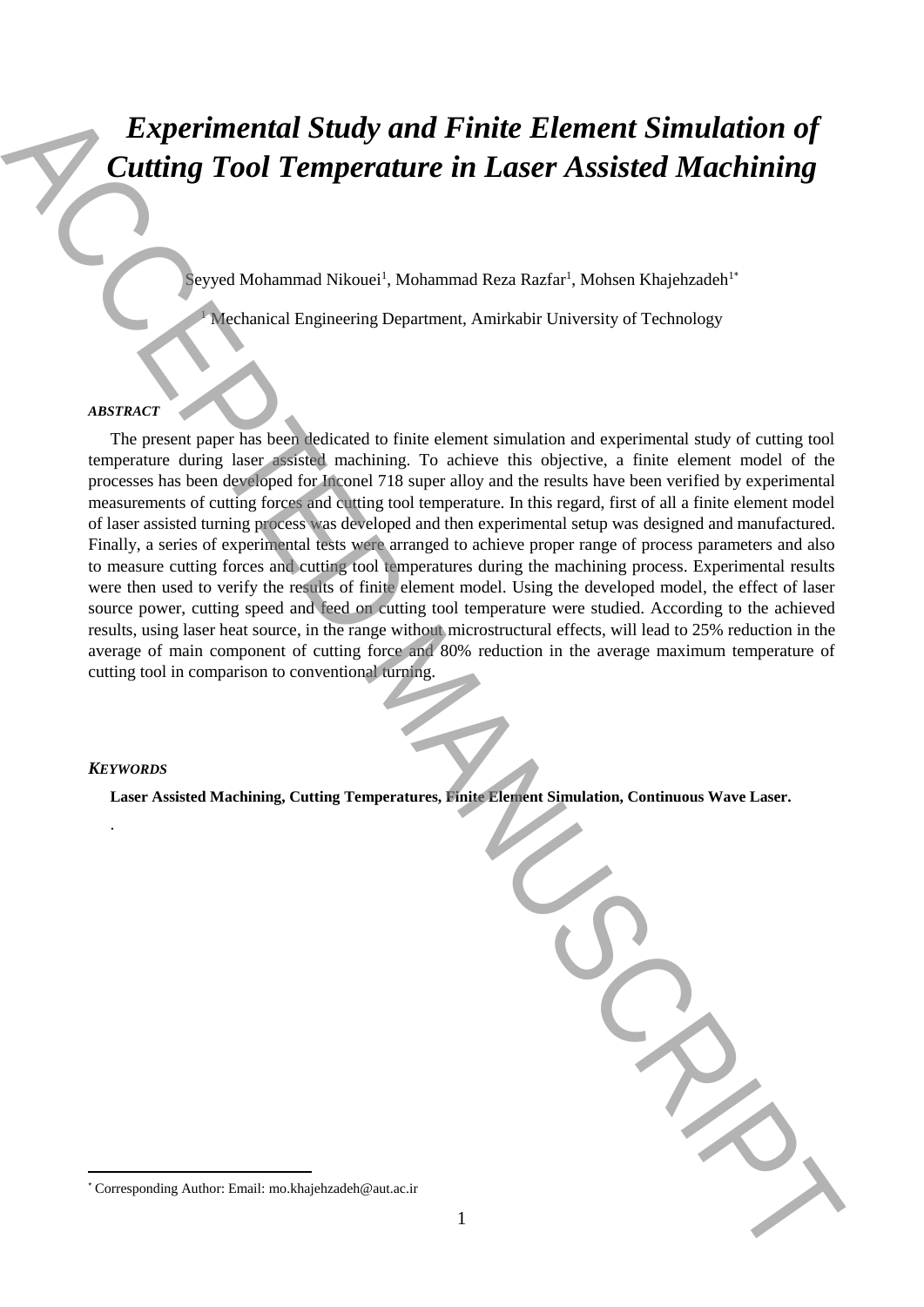# *Experimental Study and Finite Element Simulation of Cutting Tool Temperature in Laser Assisted Machining*

Seyyed Mohammad Nikouei[1], Mohammad Reza Razfar[1], Mohsen Khajehzadeh[1*]

[1] Mechanical Engineering Department, Amirkabir University of Technology

***ABSTRACT***

The present paper has been dedicated to finite element simulation and experimental study of cutting tool temperature during laser assisted machining. To achieve this objective, a finite element model of the processes has been developed for Inconel 718 super alloy and the results have been verified by experimental measurements of cutting forces and cutting tool temperature. In this regard, first of all a finite element model of laser assisted turning process was developed and then experimental setup was designed and manufactured. Finally, a series of experimental tests were arranged to achieve proper range of process parameters and also to measure cutting forces and cutting tool temperatures during the machining process. Experimental results were then used to verify the results of finite element model. Using the developed model, the effect of laser source power, cutting speed and feed on cutting tool temperature were studied. According to the achieved results, using laser heat source, in the range without microstructural effects, will lead to 25% reduction in the average of main component of cutting force and 80% reduction in the average maximum temperature of cutting tool in comparison to conventional turning.

***KEYWORDS***

**Laser Assisted Machining, Cutting Temperatures, Finite Element Simulation, Continuous Wave Laser.**

.

[*] Corresponding Author: Email: mo.khajehzadeh@aut.ac.ir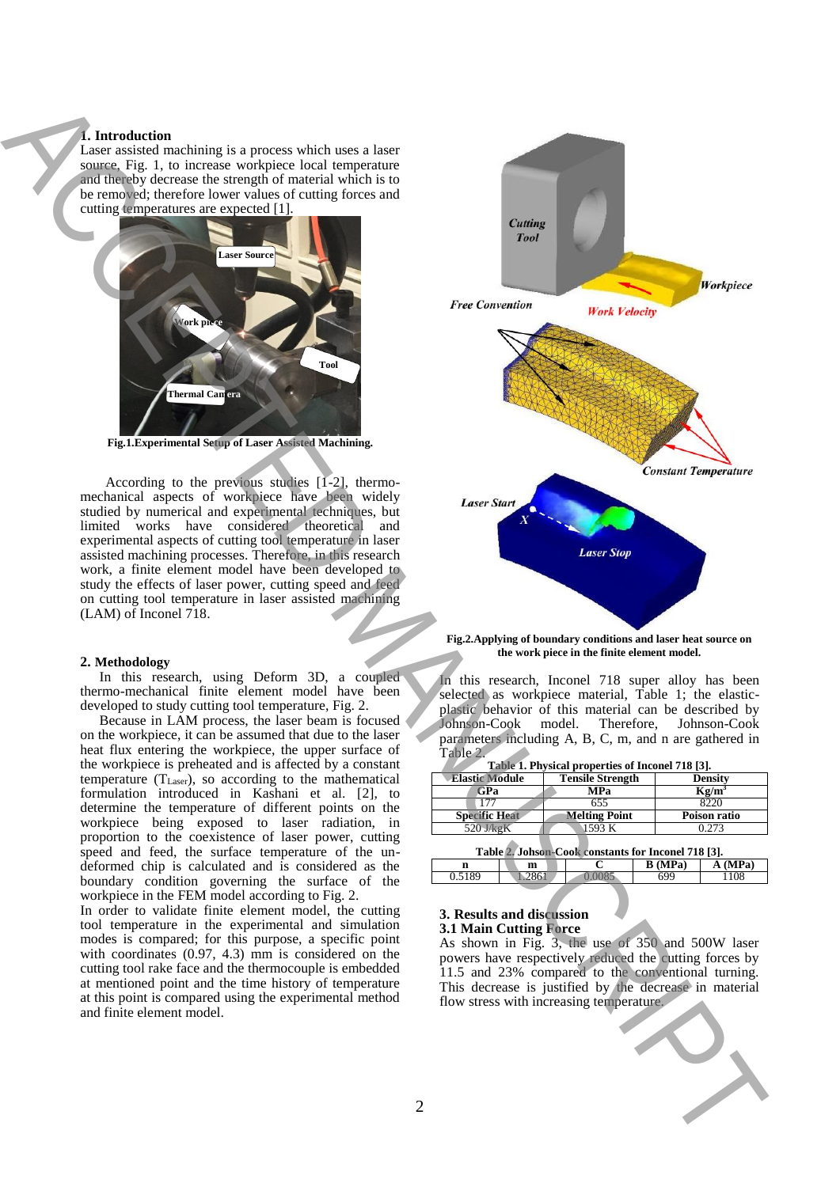## 1. Introduction

Laser assisted machining is a process which uses a laser source, Fig. 1, to increase workpiece local temperature and thereby decrease the strength of material which is to be removed; therefore lower values of cutting forces and cutting temperatures are expected [1].

**Fig.1.Experimental Setup of Laser Assisted Machining.**

According to the previous studies [1-2], thermo-mechanical aspects of workpiece have been widely studied by numerical and experimental techniques, but limited works have considered theoretical and experimental aspects of cutting tool temperature in laser assisted machining processes. Therefore, in this research work, a finite element model have been developed to study the effects of laser power, cutting speed and feed on cutting tool temperature in laser assisted machining (LAM) of Inconel 718.

## 2. Methodology

In this research, using Deform 3D, a coupled thermo-mechanical finite element model have been developed to study cutting tool temperature, Fig. 2.

Because in LAM process, the laser beam is focused on the workpiece, it can be assumed that due to the laser heat flux entering the workpiece, the upper surface of the workpiece is preheated and is affected by a constant temperature ($T_{Laser}$), so according to the mathematical formulation introduced in Kashani et al. [2], to determine the temperature of different points on the workpiece being exposed to laser radiation, in proportion to the coexistence of laser power, cutting speed and feed, the surface temperature of the un-deformed chip is calculated and is considered as the boundary condition governing the surface of the workpiece in the FEM model according to Fig. 2.

In order to validate finite element model, the cutting tool temperature in the experimental and simulation modes is compared; for this purpose, a specific point with coordinates (0.97, 4.3) mm is considered on the cutting tool rake face and the thermocouple is embedded at mentioned point and the time history of temperature at this point is compared using the experimental method and finite element model.

**Fig.2.Applying of boundary conditions and laser heat source on the work piece in the finite element model.**

In this research, Inconel 718 super alloy has been selected as workpiece material, Table 1; the elastic-plastic behavior of this material can be described by Johnson-Cook model. Therefore, Johnson-Cook parameters including A, B, C, m, and n are gathered in Table 2.

**Table 1. Physical properties of Inconel 718 [3].**

| Elastic Module | Tensile Strength | Density |
|---|---|---|
| GPa | MPa | $Kg/m^3$ |
| 177 | 655 | 8220 |
| **Specific Heat** | **Melting Point** | **Poison ratio** |
| 520 J/kgK | 1593 K | 0.273 |

**Table 2. Johson-Cook constants for Inconel 718 [3].**

| n | m | C | B (MPa) | A (MPa) |
|---|---|---|---|---|
| 0.5189 | 1.2861 | 0.0085 | 699 | 1108 |

## 3. Results and discussion

### 3.1 Main Cutting Force

As shown in Fig. 3, the use of 350 and 500W laser powers have respectively reduced the cutting forces by 11.5 and 23% compared to the conventional turning. This decrease is justified by the decrease in material flow stress with increasing temperature.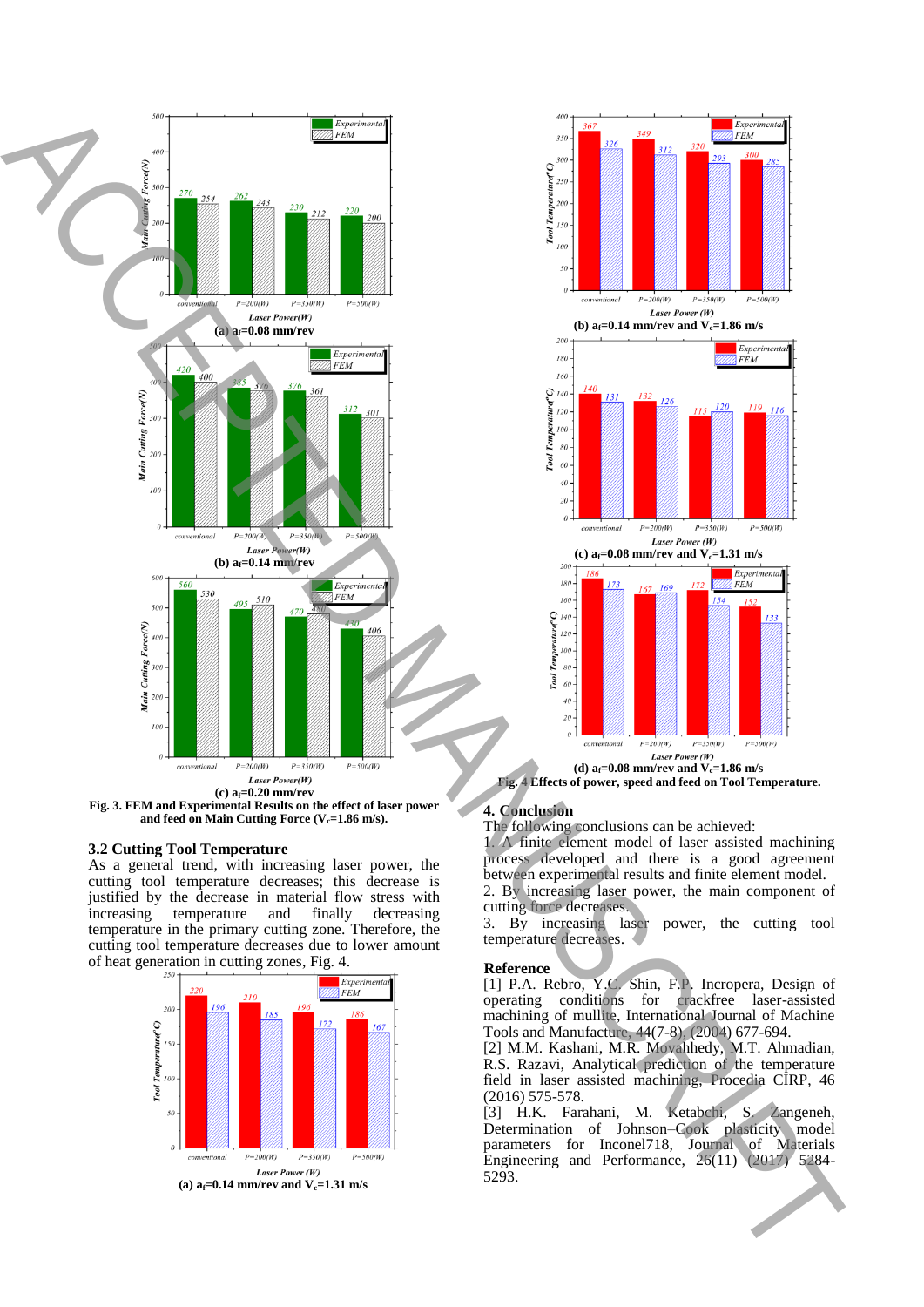Experimental
FEM

Main Cutting Force(N)

500 400 300 200 100 0

270 254 262 243 230 212 220 200

conventional P=200(W) P=350(W) P=500(W)

Laser Power(W)

(a) $a_f$=0.08 mm/rev

Experimental
FEM

Main Cutting Force(N)

420 400 385 376 376 361 312 301

conventional P=200(W) P=350(W) P=500(W)

Laser Power(W)

(b) $a_f$=0.14 mm/rev

Experimental
FEM

Main Cutting Force(N)

560 530 495 510 470 480 430 406

conventional P=200(W) P=350(W) P=500(W)

Laser Power(W)

(c) $a_f$=0.20 mm/rev

**Fig. 3. FEM and Experimental Results on the effect of laser power and feed on Main Cutting Force ($V_c$=1.86 m/s).**

### 3.2 Cutting Tool Temperature

As a general trend, with increasing laser power, the cutting tool temperature decreases; this decrease is justified by the decrease in material flow stress with increasing temperature and finally decreasing temperature in the primary cutting zone. Therefore, the cutting tool temperature decreases due to lower amount of heat generation in cutting zones, Fig. 4.

Experimental
FEM

Tool Temperature(°C)

220 196 210 185 196 172 186 167

conventional P=200(W) P=350(W) P=500(W)

Laser Power (W)

(a) $a_f$=0.14 mm/rev and $V_c$=1.31 m/s

Experimental
FEM

Tool Temperature(°C)

367 326 349 312 320 293 300 285

conventional P=200(W) P=350(W) P=500(W)

Laser Power (W)

(b) $a_f$=0.14 mm/rev and $V_c$=1.86 m/s

Experimental
FEM

Tool Temperature(°C)

140 131 132 126 115 120 119 116

conventional P=200(W) P=350(W) P=500(W)

Laser Power (W)

(c) $a_f$=0.08 mm/rev and $V_c$=1.31 m/s

Experimental
FEM

Tool Temperature(°C)

186 173 167 169 172 154 152 133

conventional P=200(W) P=350(W) P=500(W)

Laser Power (W)

(d) $a_f$=0.08 mm/rev and $V_c$=1.86 m/s

**Fig. 4 Effects of power, speed and feed on Tool Temperature.**

## 4. Conclusion

The following conclusions can be achieved:

1. A finite element model of laser assisted machining process developed and there is a good agreement between experimental results and finite element model.
2. By increasing laser power, the main component of cutting force decreases.
3. By increasing laser power, the cutting tool temperature decreases.

## Reference

[1] P.A. Rebro, Y.C. Shin, F.P. Incropera, Design of operating conditions for crackfree laser-assisted machining of mullite, International Journal of Machine Tools and Manufacture, 44(7-8), (2004) 677-694.

[2] M.M. Kashani, M.R. Movahhedy, M.T. Ahmadian, R.S. Razavi, Analytical prediction of the temperature field in laser assisted machining, Procedia CIRP, 46 (2016) 575-578.

[3] H.K. Farahani, M. Ketabchi, S. Zangeneh, Determination of Johnson–Cook plasticity model parameters for Inconel718, Journal of Materials Engineering and Performance, 26(11) (2017) 5284-5293.